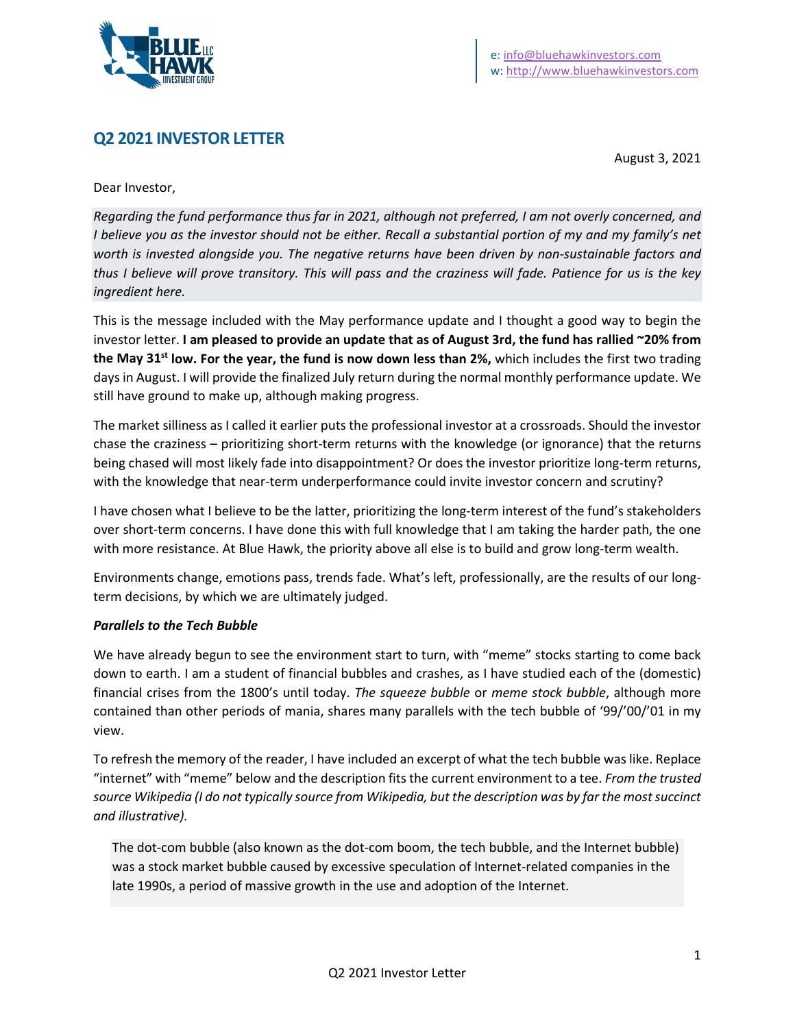e: info@bluehawkinvestors.com
w: http://www.bluehawkinvestors.com

## Q2 2021 INVESTOR LETTER

August 3, 2021

Dear Investor,

*Regarding the fund performance thus far in 2021, although not preferred, I am not overly concerned, and I believe you as the investor should not be either. Recall a substantial portion of my and my family's net worth is invested alongside you. The negative returns have been driven by non-sustainable factors and thus I believe will prove transitory. This will pass and the craziness will fade. Patience for us is the key ingredient here.*

This is the message included with the May performance update and I thought a good way to begin the investor letter. **I am pleased to provide an update that as of August 3rd, the fund has rallied ~20% from the May 31st low. For the year, the fund is now down less than 2%,** which includes the first two trading days in August. I will provide the finalized July return during the normal monthly performance update. We still have ground to make up, although making progress.

The market silliness as I called it earlier puts the professional investor at a crossroads. Should the investor chase the craziness – prioritizing short-term returns with the knowledge (or ignorance) that the returns being chased will most likely fade into disappointment? Or does the investor prioritize long-term returns, with the knowledge that near-term underperformance could invite investor concern and scrutiny?

I have chosen what I believe to be the latter, prioritizing the long-term interest of the fund's stakeholders over short-term concerns. I have done this with full knowledge that I am taking the harder path, the one with more resistance. At Blue Hawk, the priority above all else is to build and grow long-term wealth.

Environments change, emotions pass, trends fade. What's left, professionally, are the results of our long-term decisions, by which we are ultimately judged.

***Parallels to the Tech Bubble***

We have already begun to see the environment start to turn, with "meme" stocks starting to come back down to earth. I am a student of financial bubbles and crashes, as I have studied each of the (domestic) financial crises from the 1800's until today. *The squeeze bubble* or *meme stock bubble*, although more contained than other periods of mania, shares many parallels with the tech bubble of '99/'00/'01 in my view.

To refresh the memory of the reader, I have included an excerpt of what the tech bubble was like. Replace "internet" with "meme" below and the description fits the current environment to a tee. *From the trusted source Wikipedia (I do not typically source from Wikipedia, but the description was by far the most succinct and illustrative).*

> The dot-com bubble (also known as the dot-com boom, the tech bubble, and the Internet bubble) was a stock market bubble caused by excessive speculation of Internet-related companies in the late 1990s, a period of massive growth in the use and adoption of the Internet.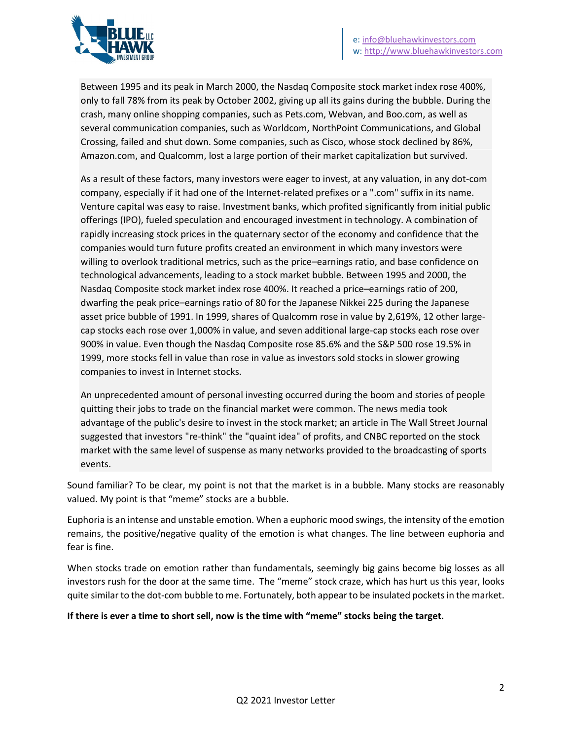> Between 1995 and its peak in March 2000, the Nasdaq Composite stock market index rose 400%, only to fall 78% from its peak by October 2002, giving up all its gains during the bubble. During the crash, many online shopping companies, such as Pets.com, Webvan, and Boo.com, as well as several communication companies, such as Worldcom, NorthPoint Communications, and Global Crossing, failed and shut down. Some companies, such as Cisco, whose stock declined by 86%, Amazon.com, and Qualcomm, lost a large portion of their market capitalization but survived.
>
> As a result of these factors, many investors were eager to invest, at any valuation, in any dot-com company, especially if it had one of the Internet-related prefixes or a ".com" suffix in its name. Venture capital was easy to raise. Investment banks, which profited significantly from initial public offerings (IPO), fueled speculation and encouraged investment in technology. A combination of rapidly increasing stock prices in the quaternary sector of the economy and confidence that the companies would turn future profits created an environment in which many investors were willing to overlook traditional metrics, such as the price–earnings ratio, and base confidence on technological advancements, leading to a stock market bubble. Between 1995 and 2000, the Nasdaq Composite stock market index rose 400%. It reached a price–earnings ratio of 200, dwarfing the peak price–earnings ratio of 80 for the Japanese Nikkei 225 during the Japanese asset price bubble of 1991. In 1999, shares of Qualcomm rose in value by 2,619%, 12 other large-cap stocks each rose over 1,000% in value, and seven additional large-cap stocks each rose over 900% in value. Even though the Nasdaq Composite rose 85.6% and the S&P 500 rose 19.5% in 1999, more stocks fell in value than rose in value as investors sold stocks in slower growing companies to invest in Internet stocks.
>
> An unprecedented amount of personal investing occurred during the boom and stories of people quitting their jobs to trade on the financial market were common. The news media took advantage of the public's desire to invest in the stock market; an article in The Wall Street Journal suggested that investors "re-think" the "quaint idea" of profits, and CNBC reported on the stock market with the same level of suspense as many networks provided to the broadcasting of sports events.

Sound familiar? To be clear, my point is not that the market is in a bubble. Many stocks are reasonably valued. My point is that "meme" stocks are a bubble.

Euphoria is an intense and unstable emotion. When a euphoric mood swings, the intensity of the emotion remains, the positive/negative quality of the emotion is what changes. The line between euphoria and fear is fine.

When stocks trade on emotion rather than fundamentals, seemingly big gains become big losses as all investors rush for the door at the same time. The "meme" stock craze, which has hurt us this year, looks quite similar to the dot-com bubble to me. Fortunately, both appear to be insulated pockets in the market.

**If there is ever a time to short sell, now is the time with "meme" stocks being the target.**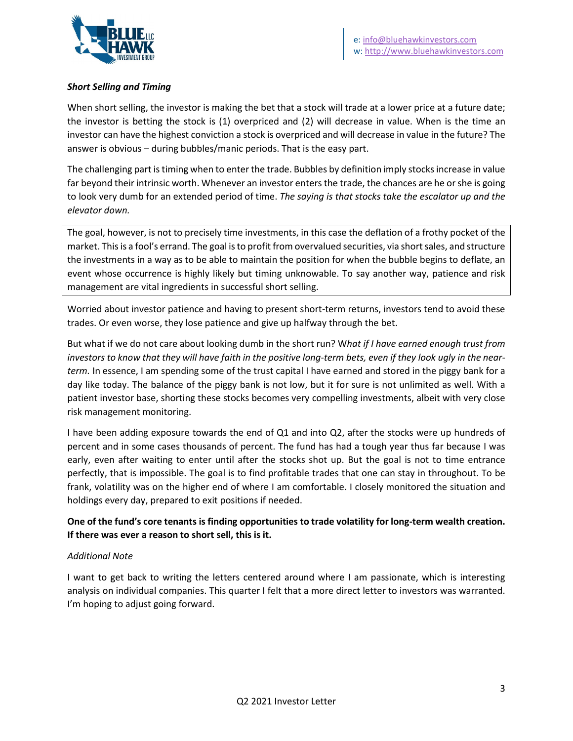***Short Selling and Timing***

When short selling, the investor is making the bet that a stock will trade at a lower price at a future date; the investor is betting the stock is (1) overpriced and (2) will decrease in value. When is the time an investor can have the highest conviction a stock is overpriced and will decrease in value in the future? The answer is obvious – during bubbles/manic periods. That is the easy part.

The challenging part is timing when to enter the trade. Bubbles by definition imply stocks increase in value far beyond their intrinsic worth. Whenever an investor enters the trade, the chances are he or she is going to look very dumb for an extended period of time. *The saying is that stocks take the escalator up and the elevator down.*

The goal, however, is not to precisely time investments, in this case the deflation of a frothy pocket of the market. This is a fool's errand. The goal is to profit from overvalued securities, via short sales, and structure the investments in a way as to be able to maintain the position for when the bubble begins to deflate, an event whose occurrence is highly likely but timing unknowable. To say another way, patience and risk management are vital ingredients in successful short selling.

Worried about investor patience and having to present short-term returns, investors tend to avoid these trades. Or even worse, they lose patience and give up halfway through the bet.

But what if we do not care about looking dumb in the short run? W*hat if I have earned enough trust from investors to know that they will have faith in the positive long-term bets, even if they look ugly in the near-term.* In essence, I am spending some of the trust capital I have earned and stored in the piggy bank for a day like today. The balance of the piggy bank is not low, but it for sure is not unlimited as well. With a patient investor base, shorting these stocks becomes very compelling investments, albeit with very close risk management monitoring.

I have been adding exposure towards the end of Q1 and into Q2, after the stocks were up hundreds of percent and in some cases thousands of percent. The fund has had a tough year thus far because I was early, even after waiting to enter until after the stocks shot up. But the goal is not to time entrance perfectly, that is impossible. The goal is to find profitable trades that one can stay in throughout. To be frank, volatility was on the higher end of where I am comfortable. I closely monitored the situation and holdings every day, prepared to exit positions if needed.

**One of the fund's core tenants is finding opportunities to trade volatility for long-term wealth creation. If there was ever a reason to short sell, this is it.**

*Additional Note*

I want to get back to writing the letters centered around where I am passionate, which is interesting analysis on individual companies. This quarter I felt that a more direct letter to investors was warranted. I'm hoping to adjust going forward.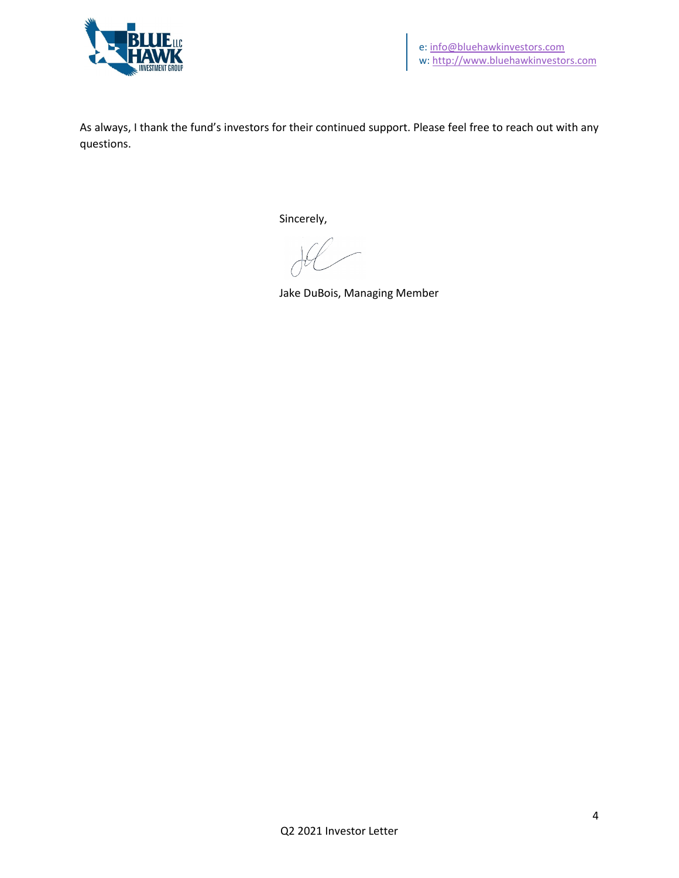As always, I thank the fund's investors for their continued support. Please feel free to reach out with any questions.

Sincerely,

Jake DuBois, Managing Member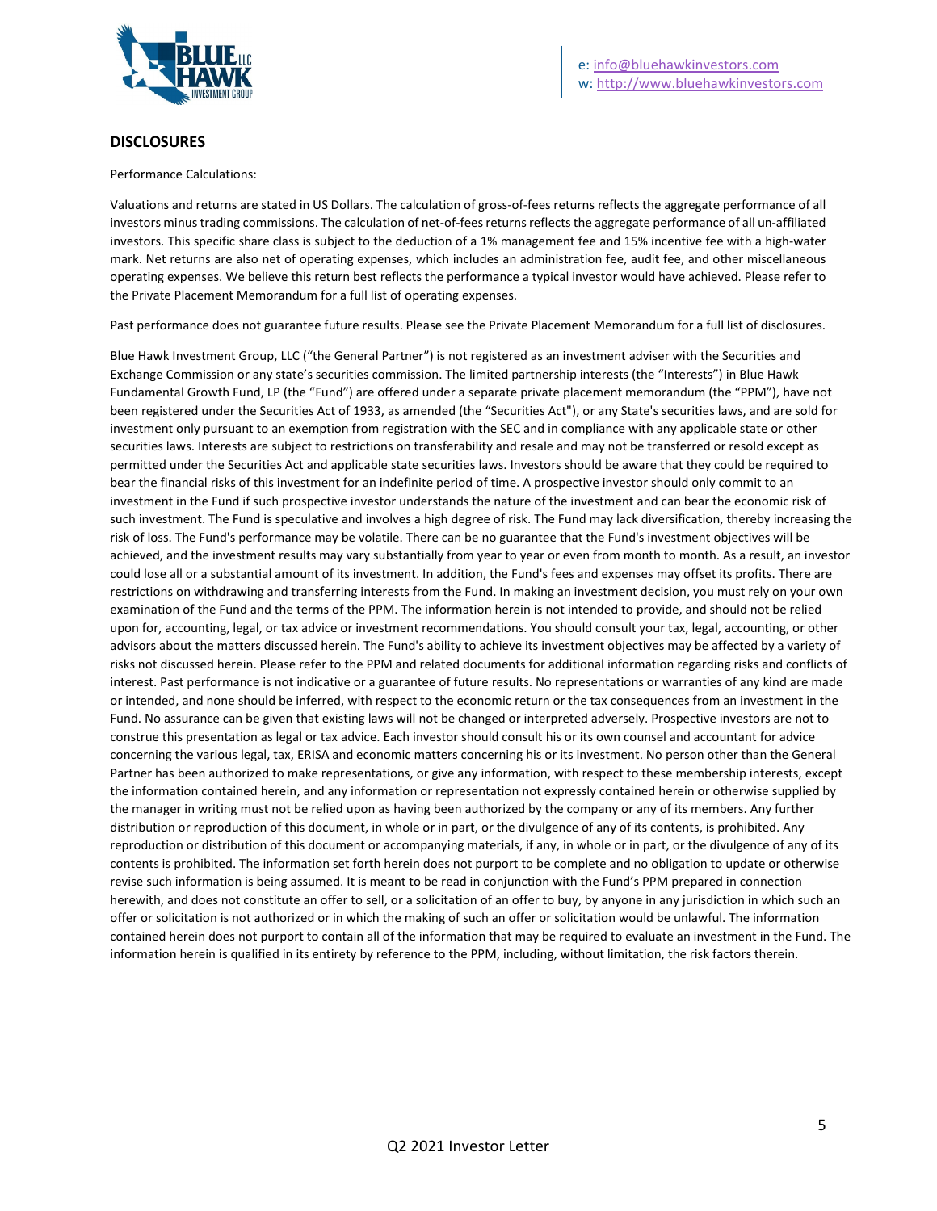e: info@bluehawkinvestors.com
w: http://www.bluehawkinvestors.com

## DISCLOSURES

Performance Calculations:

Valuations and returns are stated in US Dollars. The calculation of gross-of-fees returns reflects the aggregate performance of all investors minus trading commissions. The calculation of net-of-fees returns reflects the aggregate performance of all un-affiliated investors. This specific share class is subject to the deduction of a 1% management fee and 15% incentive fee with a high-water mark. Net returns are also net of operating expenses, which includes an administration fee, audit fee, and other miscellaneous operating expenses. We believe this return best reflects the performance a typical investor would have achieved. Please refer to the Private Placement Memorandum for a full list of operating expenses.

Past performance does not guarantee future results. Please see the Private Placement Memorandum for a full list of disclosures.

Blue Hawk Investment Group, LLC ("the General Partner") is not registered as an investment adviser with the Securities and Exchange Commission or any state's securities commission. The limited partnership interests (the "Interests") in Blue Hawk Fundamental Growth Fund, LP (the "Fund") are offered under a separate private placement memorandum (the "PPM"), have not been registered under the Securities Act of 1933, as amended (the "Securities Act"), or any State's securities laws, and are sold for investment only pursuant to an exemption from registration with the SEC and in compliance with any applicable state or other securities laws. Interests are subject to restrictions on transferability and resale and may not be transferred or resold except as permitted under the Securities Act and applicable state securities laws. Investors should be aware that they could be required to bear the financial risks of this investment for an indefinite period of time. A prospective investor should only commit to an investment in the Fund if such prospective investor understands the nature of the investment and can bear the economic risk of such investment. The Fund is speculative and involves a high degree of risk. The Fund may lack diversification, thereby increasing the risk of loss. The Fund's performance may be volatile. There can be no guarantee that the Fund's investment objectives will be achieved, and the investment results may vary substantially from year to year or even from month to month. As a result, an investor could lose all or a substantial amount of its investment. In addition, the Fund's fees and expenses may offset its profits. There are restrictions on withdrawing and transferring interests from the Fund. In making an investment decision, you must rely on your own examination of the Fund and the terms of the PPM. The information herein is not intended to provide, and should not be relied upon for, accounting, legal, or tax advice or investment recommendations. You should consult your tax, legal, accounting, or other advisors about the matters discussed herein. The Fund's ability to achieve its investment objectives may be affected by a variety of risks not discussed herein. Please refer to the PPM and related documents for additional information regarding risks and conflicts of interest. Past performance is not indicative or a guarantee of future results. No representations or warranties of any kind are made or intended, and none should be inferred, with respect to the economic return or the tax consequences from an investment in the Fund. No assurance can be given that existing laws will not be changed or interpreted adversely. Prospective investors are not to construe this presentation as legal or tax advice. Each investor should consult his or its own counsel and accountant for advice concerning the various legal, tax, ERISA and economic matters concerning his or its investment. No person other than the General Partner has been authorized to make representations, or give any information, with respect to these membership interests, except the information contained herein, and any information or representation not expressly contained herein or otherwise supplied by the manager in writing must not be relied upon as having been authorized by the company or any of its members. Any further distribution or reproduction of this document, in whole or in part, or the divulgence of any of its contents, is prohibited. Any reproduction or distribution of this document or accompanying materials, if any, in whole or in part, or the divulgence of any of its contents is prohibited. The information set forth herein does not purport to be complete and no obligation to update or otherwise revise such information is being assumed. It is meant to be read in conjunction with the Fund's PPM prepared in connection herewith, and does not constitute an offer to sell, or a solicitation of an offer to buy, by anyone in any jurisdiction in which such an offer or solicitation is not authorized or in which the making of such an offer or solicitation would be unlawful. The information contained herein does not purport to contain all of the information that may be required to evaluate an investment in the Fund. The information herein is qualified in its entirety by reference to the PPM, including, without limitation, the risk factors therein.